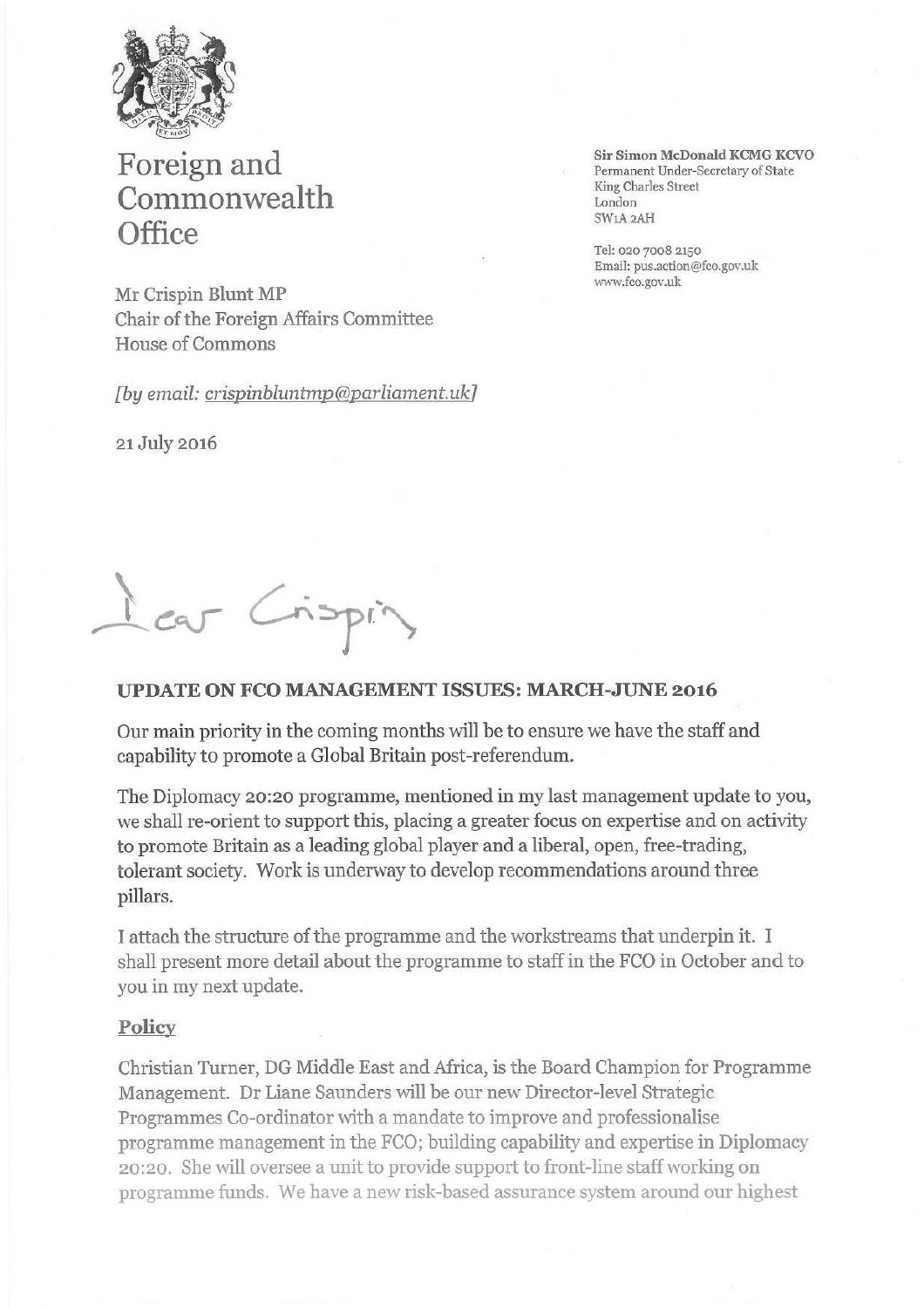# Foreign and Commonwealth Office

**Sir Simon McDonald KCMG KCVO**
Permanent Under-Secretary of State
King Charles Street
London
SW1A 2AH

Tel: 020 7008 2150
Email: pus.action@fco.gov.uk
www.fco.gov.uk

Mr Crispin Blunt MP
Chair of the Foreign Affairs Committee
House of Commons

*[by email: crispinbluntmp@parliament.uk]*

21 July 2016

Dear Crispin

**UPDATE ON FCO MANAGEMENT ISSUES: MARCH-JUNE 2016**

Our main priority in the coming months will be to ensure we have the staff and capability to promote a Global Britain post-referendum.

The Diplomacy 20:20 programme, mentioned in my last management update to you, we shall re-orient to support this, placing a greater focus on expertise and on activity to promote Britain as a leading global player and a liberal, open, free-trading, tolerant society. Work is underway to develop recommendations around three pillars.

I attach the structure of the programme and the workstreams that underpin it. I shall present more detail about the programme to staff in the FCO in October and to you in my next update.

## Policy

Christian Turner, DG Middle East and Africa, is the Board Champion for Programme Management. Dr Liane Saunders will be our new Director-level Strategic Programmes Co-ordinator with a mandate to improve and professionalise programme management in the FCO; building capability and expertise in Diplomacy 20:20. She will oversee a unit to provide support to front-line staff working on programme funds. We have a new risk-based assurance system around our highest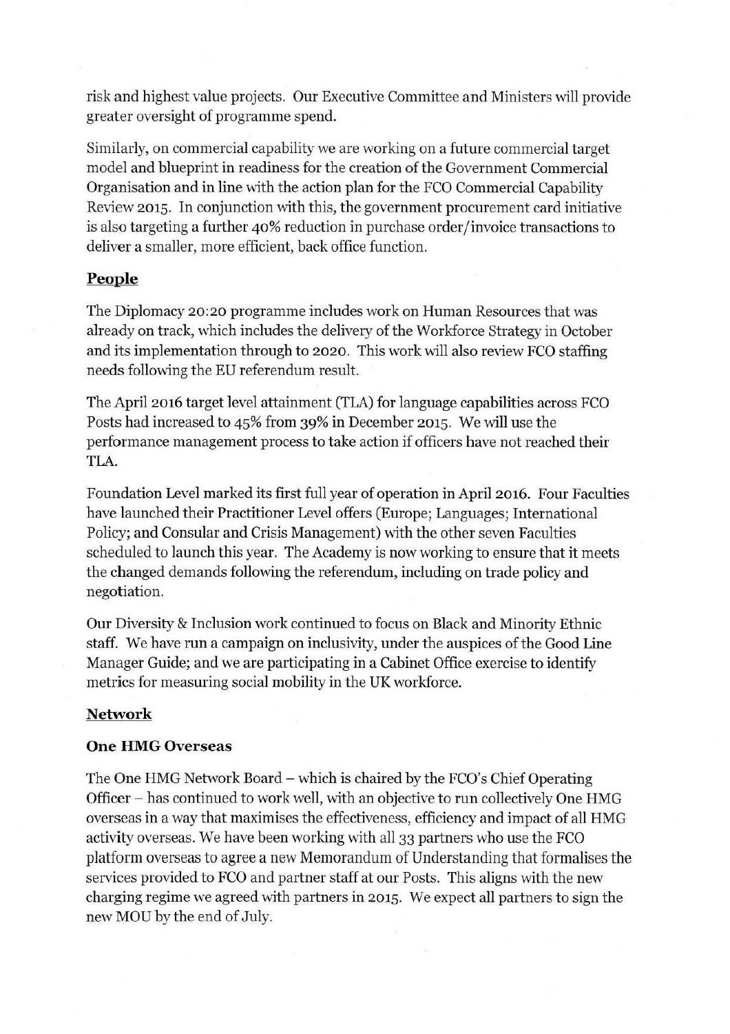risk and highest value projects. Our Executive Committee and Ministers will provide greater oversight of programme spend.

Similarly, on commercial capability we are working on a future commercial target model and blueprint in readiness for the creation of the Government Commercial Organisation and in line with the action plan for the FCO Commercial Capability Review 2015. In conjunction with this, the government procurement card initiative is also targeting a further 40% reduction in purchase order/invoice transactions to deliver a smaller, more efficient, back office function.

## People

The Diplomacy 20:20 programme includes work on Human Resources that was already on track, which includes the delivery of the Workforce Strategy in October and its implementation through to 2020. This work will also review FCO staffing needs following the EU referendum result.

The April 2016 target level attainment (TLA) for language capabilities across FCO Posts had increased to 45% from 39% in December 2015. We will use the performance management process to take action if officers have not reached their TLA.

Foundation Level marked its first full year of operation in April 2016. Four Faculties have launched their Practitioner Level offers (Europe; Languages; International Policy; and Consular and Crisis Management) with the other seven Faculties scheduled to launch this year. The Academy is now working to ensure that it meets the changed demands following the referendum, including on trade policy and negotiation.

Our Diversity & Inclusion work continued to focus on Black and Minority Ethnic staff. We have run a campaign on inclusivity, under the auspices of the Good Line Manager Guide; and we are participating in a Cabinet Office exercise to identify metrics for measuring social mobility in the UK workforce.

## Network

### One HMG Overseas

The One HMG Network Board – which is chaired by the FCO's Chief Operating Officer – has continued to work well, with an objective to run collectively One HMG overseas in a way that maximises the effectiveness, efficiency and impact of all HMG activity overseas. We have been working with all 33 partners who use the FCO platform overseas to agree a new Memorandum of Understanding that formalises the services provided to FCO and partner staff at our Posts. This aligns with the new charging regime we agreed with partners in 2015. We expect all partners to sign the new MOU by the end of July.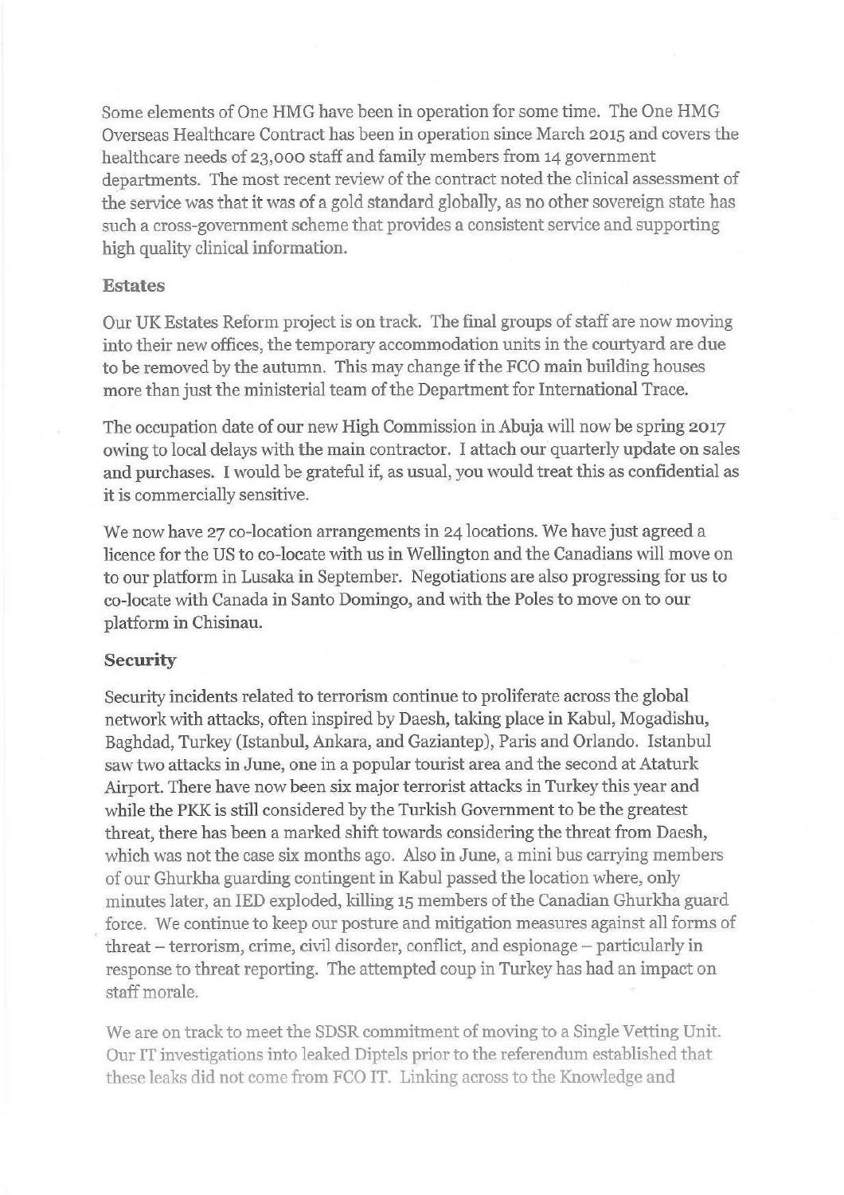Some elements of One HMG have been in operation for some time. The One HMG Overseas Healthcare Contract has been in operation since March 2015 and covers the healthcare needs of 23,000 staff and family members from 14 government departments. The most recent review of the contract noted the clinical assessment of the service was that it was of a gold standard globally, as no other sovereign state has such a cross-government scheme that provides a consistent service and supporting high quality clinical information.

**Estates**

Our UK Estates Reform project is on track. The final groups of staff are now moving into their new offices, the temporary accommodation units in the courtyard are due to be removed by the autumn. This may change if the FCO main building houses more than just the ministerial team of the Department for International Trace.

The occupation date of our new High Commission in Abuja will now be spring 2017 owing to local delays with the main contractor. I attach our quarterly update on sales and purchases. I would be grateful if, as usual, you would treat this as confidential as it is commercially sensitive.

We now have 27 co-location arrangements in 24 locations. We have just agreed a licence for the US to co-locate with us in Wellington and the Canadians will move on to our platform in Lusaka in September. Negotiations are also progressing for us to co-locate with Canada in Santo Domingo, and with the Poles to move on to our platform in Chisinau.

**Security**

Security incidents related to terrorism continue to proliferate across the global network with attacks, often inspired by Daesh, taking place in Kabul, Mogadishu, Baghdad, Turkey (Istanbul, Ankara, and Gaziantep), Paris and Orlando. Istanbul saw two attacks in June, one in a popular tourist area and the second at Ataturk Airport. There have now been six major terrorist attacks in Turkey this year and while the PKK is still considered by the Turkish Government to be the greatest threat, there has been a marked shift towards considering the threat from Daesh, which was not the case six months ago. Also in June, a mini bus carrying members of our Ghurkha guarding contingent in Kabul passed the location where, only minutes later, an IED exploded, killing 15 members of the Canadian Ghurkha guard force. We continue to keep our posture and mitigation measures against all forms of threat – terrorism, crime, civil disorder, conflict, and espionage – particularly in response to threat reporting. The attempted coup in Turkey has had an impact on staff morale.

We are on track to meet the SDSR commitment of moving to a Single Vetting Unit. Our IT investigations into leaked Diptels prior to the referendum established that these leaks did not come from FCO IT. Linking across to the Knowledge and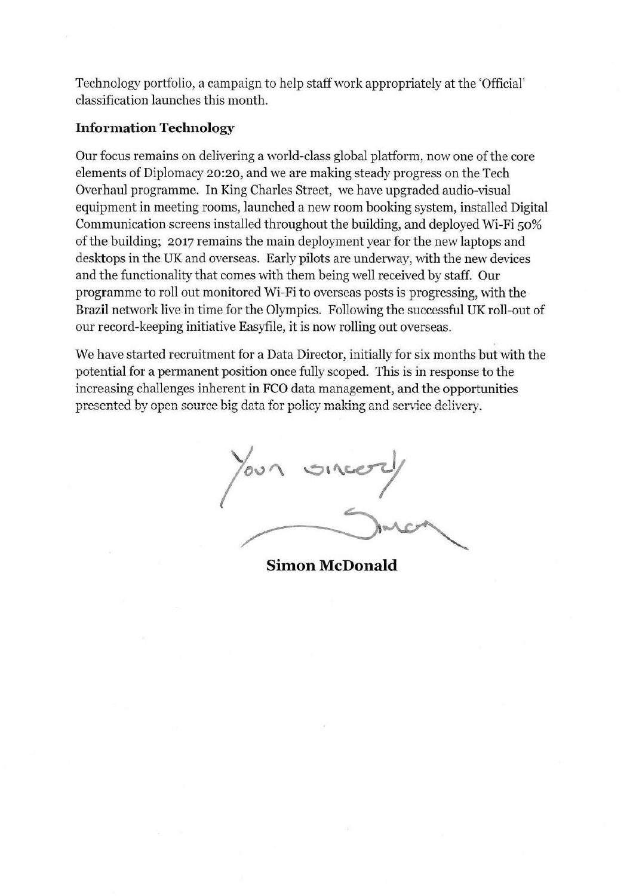Technology portfolio, a campaign to help staff work appropriately at the 'Official' classification launches this month.

**Information Technology**

Our focus remains on delivering a world-class global platform, now one of the core elements of Diplomacy 20:20, and we are making steady progress on the Tech Overhaul programme. In King Charles Street, we have upgraded audio-visual equipment in meeting rooms, launched a new room booking system, installed Digital Communication screens installed throughout the building, and deployed Wi-Fi 50% of the building; 2017 remains the main deployment year for the new laptops and desktops in the UK and overseas. Early pilots are underway, with the new devices and the functionality that comes with them being well received by staff. Our programme to roll out monitored Wi-Fi to overseas posts is progressing, with the Brazil network live in time for the Olympics. Following the successful UK roll-out of our record-keeping initiative Easyfile, it is now rolling out overseas.

We have started recruitment for a Data Director, initially for six months but with the potential for a permanent position once fully scoped. This is in response to the increasing challenges inherent in FCO data management, and the opportunities presented by open source big data for policy making and service delivery.

Yours sincerely

Simon

**Simon McDonald**